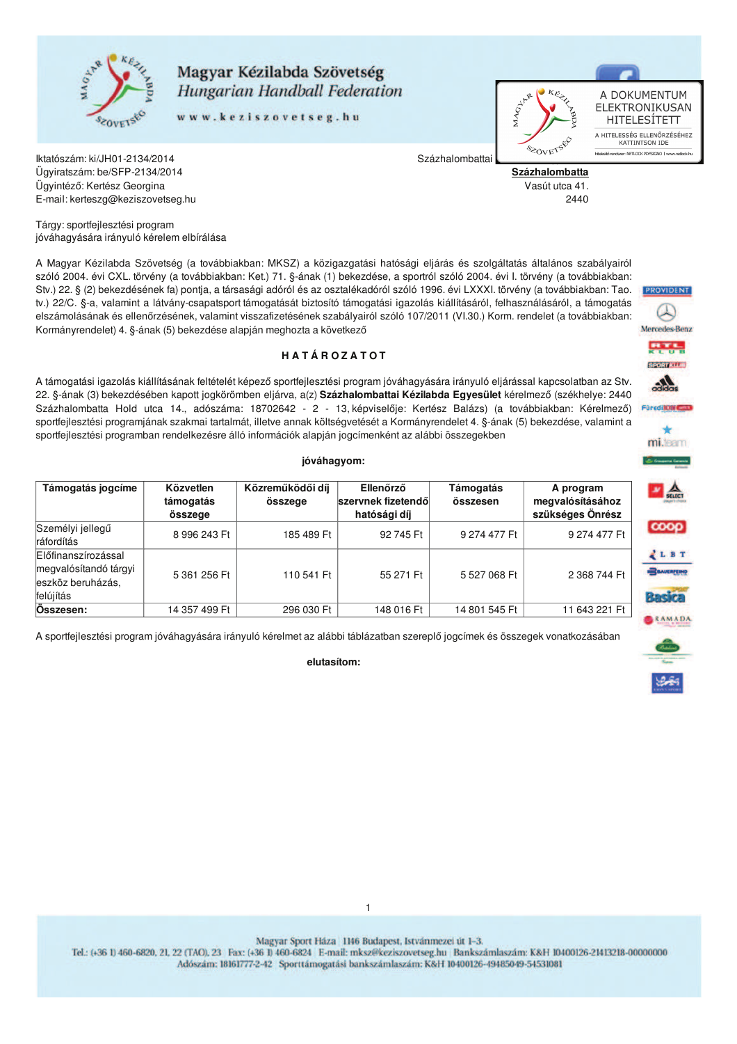Magyar Kézilabda Szövetség
Hungarian Handball Federation
www.keziszovetseg.hu

A DOKUMENTUM ELEKTRONIKUSAN HITELESÍTETT
A HITELESSÉG ELLENŐRZÉSÉHEZ KATTINTSON IDE

Iktatószám: ki/JH01-2134/2014
Ügyiratszám: be/SFP-2134/2014
Ügyintéző: Kertész Georgina
E-mail: kerteszg@keziszovetseg.hu

Százhalombattai
**Százhalombatta**
Vasút utca 41.
2440

Tárgy: sportfejlesztési program jóváhagyására irányuló kérelem elbírálása

A Magyar Kézilabda Szövetség (a továbbiakban: MKSZ) a közigazgatási hatósági eljárás és szolgáltatás általános szabályairól szóló 2004. évi CXL. törvény (a továbbiakban: Ket.) 71. §-ának (1) bekezdése, a sportról szóló 2004. évi I. törvény (a továbbiakban: Stv.) 22. § (2) bekezdésének fa) pontja, a társasági adóról és az osztalékadóról szóló 1996. évi LXXXI. törvény (a továbbiakban: Tao. tv.) 22/C. §-a, valamint a látvány-csapatsport támogatását biztosító támogatási igazolás kiállításáról, felhasználásáról, a támogatás elszámolásának és ellenőrzésének, valamint visszafizetésének szabályairól szóló 107/2011 (VI.30.) Korm. rendelet (a továbbiakban: Kormányrendelet) 4. §-ának (5) bekezdése alapján meghozta a következő

**H A T Á R O Z A T O T**

A támogatási igazolás kiállításának feltételét képező sportfejlesztési program jóváhagyására irányuló eljárással kapcsolatban az Stv. 22. §-ának (3) bekezdésében kapott jogkörömben eljárva, a(z) **Százhalombattai Kézilabda Egyesület** kérelmező (székhelye: 2440 Százhalombatta Hold utca 14., adószáma: 18702642 - 2 - 13, képviselője: Kertész Balázs) (a továbbiakban: Kérelmező) sportfejlesztési programjának szakmai tartalmát, illetve annak költségvetését a Kormányrendelet 4. §-ának (5) bekezdése, valamint a sportfejlesztési programban rendelkezésre álló információk alapján jogcímenként az alábbi összegekben

**jóváhagyom:**

| Támogatás jogcíme | Közvetlen támogatás összege | Közreműködői díj összege | Ellenőrző szervnek fizetendő hatósági díj | Támogatás összesen | A program megvalósításához szükséges Önrész |
|---|---|---|---|---|---|
| Személyi jellegű ráfordítás | 8 996 243 Ft | 185 489 Ft | 92 745 Ft | 9 274 477 Ft | 9 274 477 Ft |
| Előfinanszírozással megvalósítandó tárgyi eszköz beruházás, felújítás | 5 361 256 Ft | 110 541 Ft | 55 271 Ft | 5 527 068 Ft | 2 368 744 Ft |
| **Összesen:** | 14 357 499 Ft | 296 030 Ft | 148 016 Ft | 14 801 545 Ft | 11 643 221 Ft |

A sportfejlesztési program jóváhagyására irányuló kérelmet az alábbi táblázatban szereplő jogcímek és összegek vonatkozásában

**elutasítom:**

Magyar Sport Háza 1146 Budapest, Istvánmezei út 1-3.
Tel.: (+36 1) 460-6820, 21, 22 (TAO), 23 Fax: (+36 1) 460-6824 E-mail: mksz@keziszovetseg.hu Bankszámlaszám: K&H 10400126-21413218-00000000
Adószám: 18161777-2-42 Sporttámogatási bankszámlaszám: K&H 10400126-49485049-54531081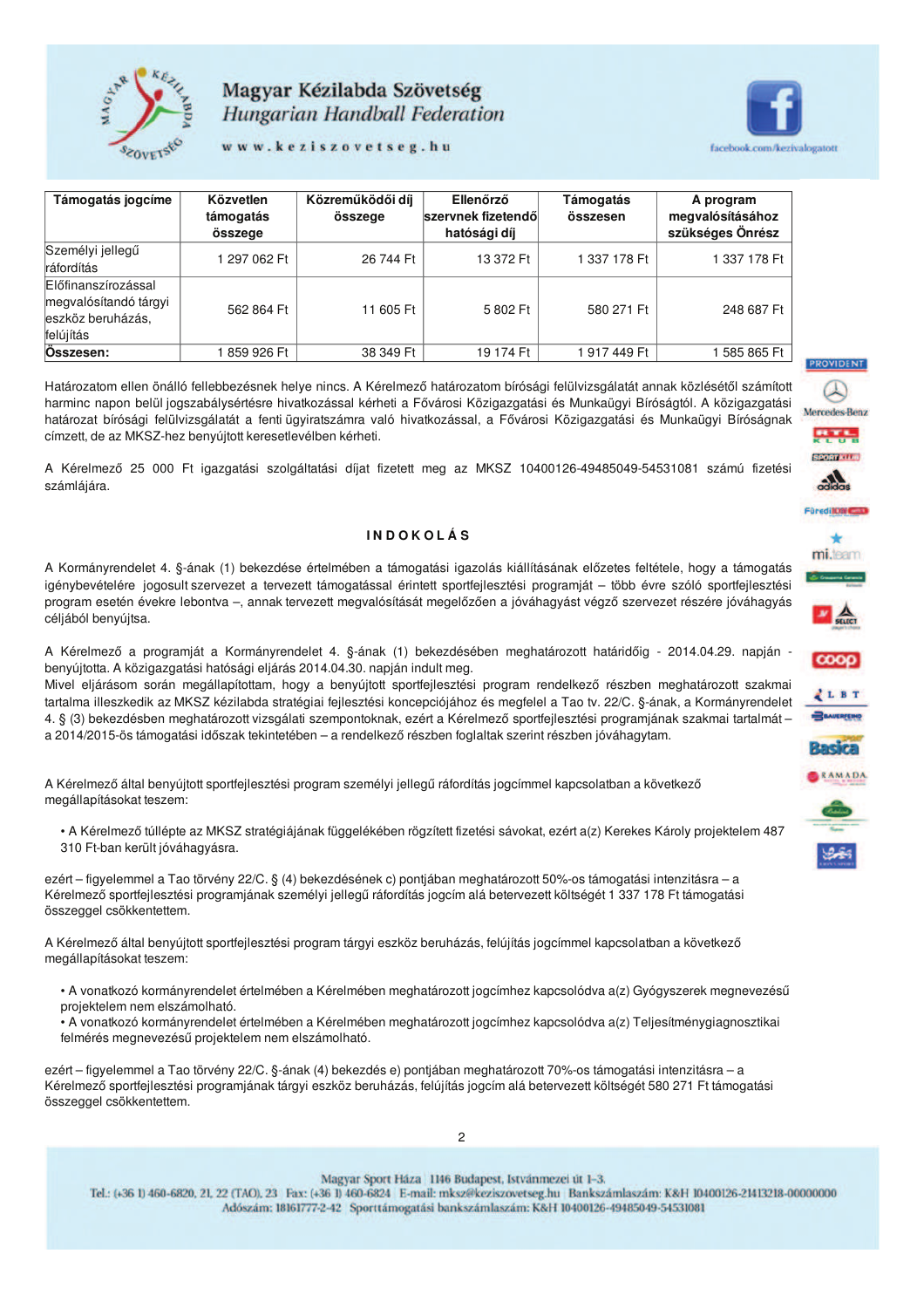| Támogatás jogcíme | Közvetlen támogatás összege | Közreműködői díj összege | Ellenőrző szervnek fizetendő hatósági díj | Támogatás összesen | A program megvalósításához szükséges Önrész |
|---|---|---|---|---|---|
| Személyi jellegű ráfordítás | 1 297 062 Ft | 26 744 Ft | 13 372 Ft | 1 337 178 Ft | 1 337 178 Ft |
| Előfinanszírozással megvalósítandó tárgyi eszköz beruházás, felújítás | 562 864 Ft | 11 605 Ft | 5 802 Ft | 580 271 Ft | 248 687 Ft |
| **Összesen:** | 1 859 926 Ft | 38 349 Ft | 19 174 Ft | 1 917 449 Ft | 1 585 865 Ft |

Határozatom ellen önálló fellebbezésnek helye nincs. A Kérelmező határozatom bírósági felülvizsgálatát annak közlésétől számított harminc napon belül jogszabálysértésre hivatkozással kérheti a Fővárosi Közigazgatási és Munkaügyi Bíróságtól. A közigazgatási határozat bírósági felülvizsgálatát a fenti ügyiratszámra való hivatkozással, a Fővárosi Közigazgatási és Munkaügyi Bíróságnak címzett, de az MKSZ-hez benyújtott keresetlevélben kérheti.

A Kérelmező 25 000 Ft igazgatási szolgáltatási díjat fizetett meg az MKSZ 10400126-49485049-54531081 számú fizetési számlájára.

## INDOKOLÁS

A Kormányrendelet 4. §-ának (1) bekezdése értelmében a támogatási igazolás kiállításának előzetes feltétele, hogy a támogatás igénybevételére jogosult szervezet a tervezett támogatással érintett sportfejlesztési programját – több évre szóló sportfejlesztési program esetén évekre lebontva –, annak tervezett megvalósítását megelőzően a jóváhagyást végző szervezet részére jóváhagyás céljából benyújtsa.

A Kérelmező a programját a Kormányrendelet 4. §-ának (1) bekezdésében meghatározott határidőig - 2014.04.29. napján - benyújtotta. A közigazgatási hatósági eljárás 2014.04.30. napján indult meg.
Mivel eljárásom során megállapítottam, hogy a benyújtott sportfejlesztési program rendelkező részben meghatározott szakmai tartalma illeszkedik az MKSZ kézilabda stratégiai fejlesztési koncepciójához és megfelel a Tao tv. 22/C. §-ának, a Kormányrendelet 4. § (3) bekezdésben meghatározott vizsgálati szempontoknak, ezért a Kérelmező sportfejlesztési programjának szakmai tartalmát – a 2014/2015-ös támogatási időszak tekintetében – a rendelkező részben foglaltak szerint részben jóváhagytam.

A Kérelmező által benyújtott sportfejlesztési program személyi jellegű ráfordítás jogcímmel kapcsolatban a következő megállapításokat teszem:

- A Kérelmező túllépte az MKSZ stratégiájának függelékében rögzített fizetési sávokat, ezért a(z) Kerekes Károly projektelem 487 310 Ft-ban került jóváhagyásra.

ezért – figyelemmel a Tao törvény 22/C. § (4) bekezdésének c) pontjában meghatározott 50%-os támogatási intenzitásra – a Kérelmező sportfejlesztési programjának személyi jellegű ráfordítás jogcím alá betervezett költségét 1 337 178 Ft támogatási összeggel csökkentettem.

A Kérelmező által benyújtott sportfejlesztési program tárgyi eszköz beruházás, felújítás jogcímmel kapcsolatban a következő megállapításokat teszem:

- A vonatkozó kormányrendelet értelmében a Kérelmében meghatározott jogcímhez kapcsolódva a(z) Gyógyszerek megnevezésű projektelem nem elszámolható.
- A vonatkozó kormányrendelet értelmében a Kérelmében meghatározott jogcímhez kapcsolódva a(z) Teljesítménygiagnosztikai felmérés megnevezésű projektelem nem elszámolható.

ezért – figyelemmel a Tao törvény 22/C. §-ának (4) bekezdés e) pontjában meghatározott 70%-os támogatási intenzitásra – a Kérelmező sportfejlesztési programjának tárgyi eszköz beruházás, felújítás jogcím alá betervezett költségét 580 271 Ft támogatási összeggel csökkentettem.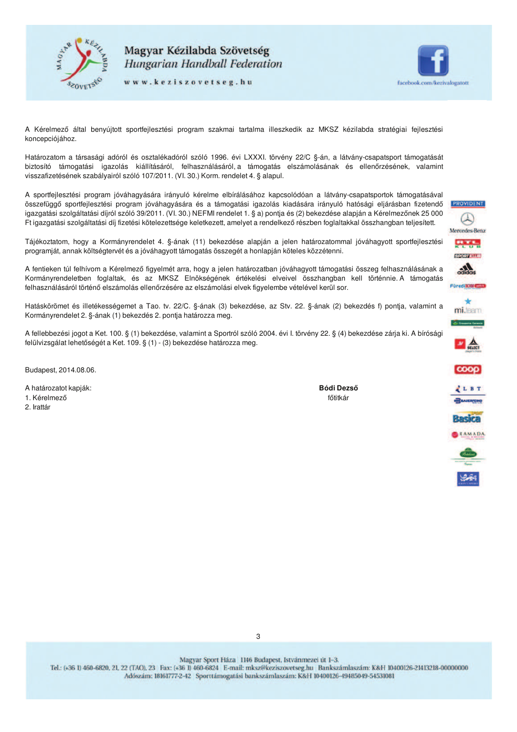A Kérelmező által benyújtott sportfejlesztési program szakmai tartalma illeszkedik az MKSZ kézilabda stratégiai fejlesztési koncepciójához.

Határozatom a társasági adóról és osztalékadóról szóló 1996. évi LXXXI. törvény 22/C §-án, a látvány-csapatsport támogatását biztosító támogatási igazolás kiállításáról, felhasználásáról, a támogatás elszámolásának és ellenőrzésének, valamint visszafizetésének szabályairól szóló 107/2011. (VI. 30.) Korm. rendelet 4. § alapul.

A sportfejlesztési program jóváhagyására irányuló kérelme elbírálásához kapcsolódóan a látvány-csapatsportok támogatásával összefüggő sportfejlesztési program jóváhagyására és a támogatási igazolás kiadására irányuló hatósági eljárásban fizetendő igazgatási szolgáltatási díjról szóló 39/2011. (VI. 30.) NEFMI rendelet 1. § a) pontja és (2) bekezdése alapján a Kérelmezőnek 25 000 Ft igazgatási szolgáltatási díj fizetési kötelezettsége keletkezett, amelyet a rendelkező részben foglaltakkal összhangban teljesített.

Tájékoztatom, hogy a Kormányrendelet 4. §-ának (11) bekezdése alapján a jelen határozatommal jóváhagyott sportfejlesztési programját, annak költségtervét és a jóváhagyott támogatás összegét a honlapján köteles közzétenni.

A fentieken túl felhívom a Kérelmező figyelmét arra, hogy a jelen határozatban jóváhagyott támogatási összeg felhasználásának a Kormányrendeletben foglaltak, és az MKSZ Elnökségének értékelési elveivel összhangban kell történnie. A támogatás felhasználásáról történő elszámolás ellenőrzésére az elszámolási elvek figyelembe vételével kerül sor.

Hatáskörömet és illetékességemet a Tao. tv. 22/C. §-ának (3) bekezdése, az Stv. 22. §-ának (2) bekezdés f) pontja, valamint a Kormányrendelet 2. §-ának (1) bekezdés 2. pontja határozza meg.

A fellebbezési jogot a Ket. 100. § (1) bekezdése, valamint a Sportról szóló 2004. évi I. törvény 22. § (4) bekezdése zárja ki. A bírósági felülvizsgálat lehetőségét a Ket. 109. § (1) - (3) bekezdése határozza meg.

Budapest, 2014.08.06.

A határozatot kapják:
1. Kérelmező
2. Irattár

**Bódi Dezső**
főtitkár